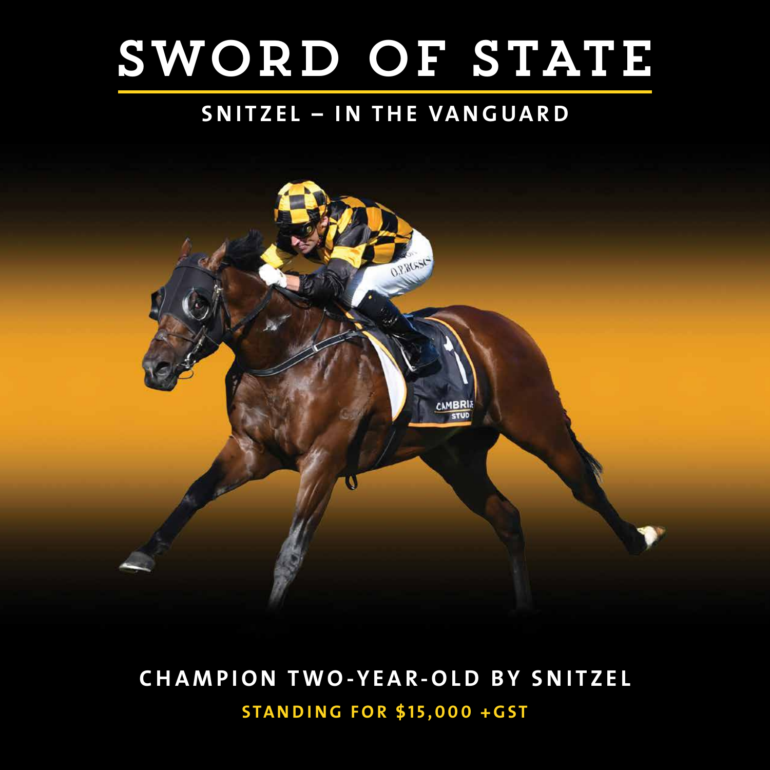# SWORD OF STATE

## SNITZEL – IN THE VANGUARD

**CHAMPION TWO-YEAR-OLD BY SNITZEL**

**STANDING FOR $15,000 +GST**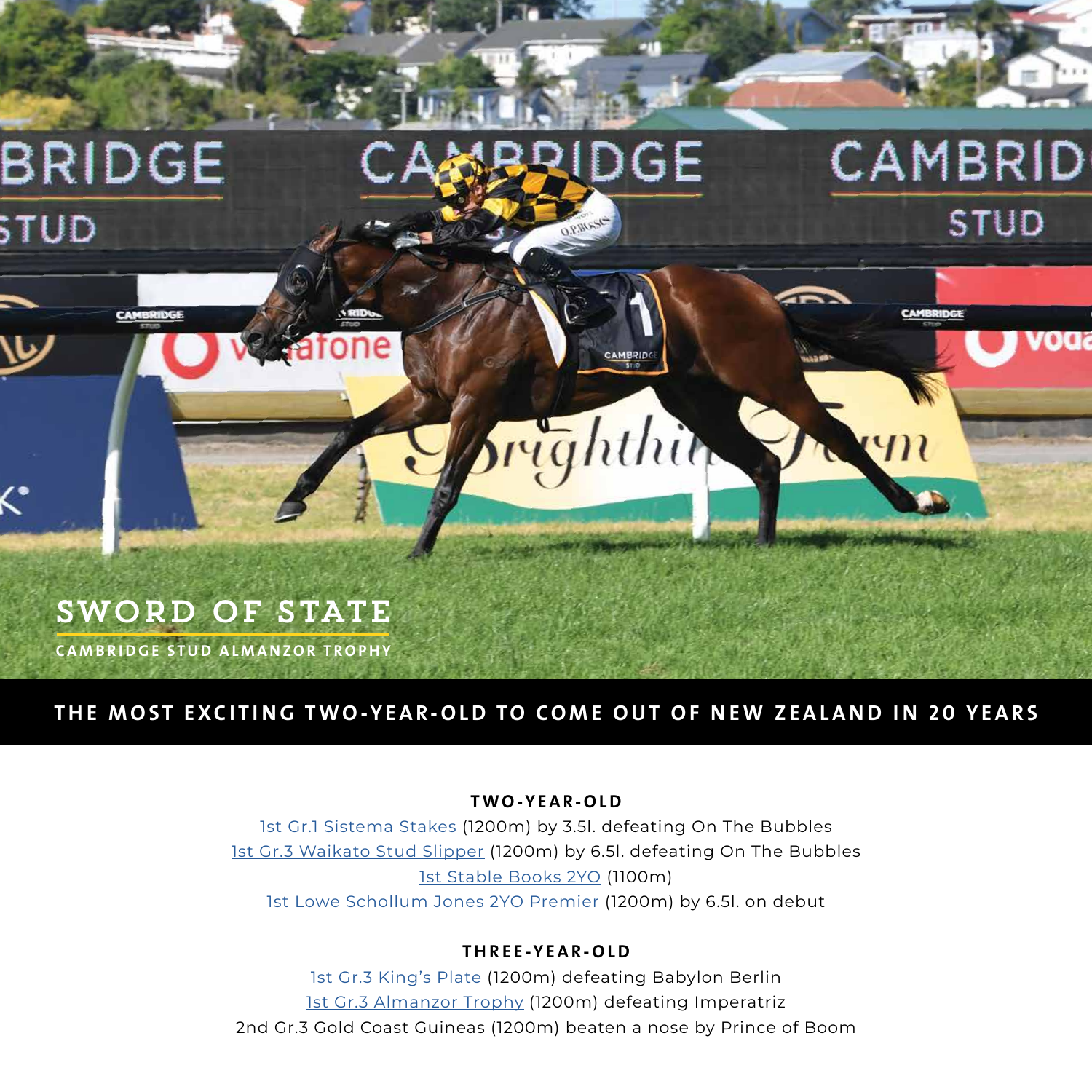## SWORD OF STATE

CAMBRIDGE STUD ALMANZOR TROPHY

**THE MOST EXCITING TWO-YEAR-OLD TO COME OUT OF NEW ZEALAND IN 20 YEARS**

**TWO-YEAR-OLD**

1st Gr.1 Sistema Stakes (1200m) by 3.5l. defeating On The Bubbles
1st Gr.3 Waikato Stud Slipper (1200m) by 6.5l. defeating On The Bubbles
1st Stable Books 2YO (1100m)
1st Lowe Schollum Jones 2YO Premier (1200m) by 6.5l. on debut

**THREE-YEAR-OLD**

1st Gr.3 King's Plate (1200m) defeating Babylon Berlin
1st Gr.3 Almanzor Trophy (1200m) defeating Imperatriz
2nd Gr.3 Gold Coast Guineas (1200m) beaten a nose by Prince of Boom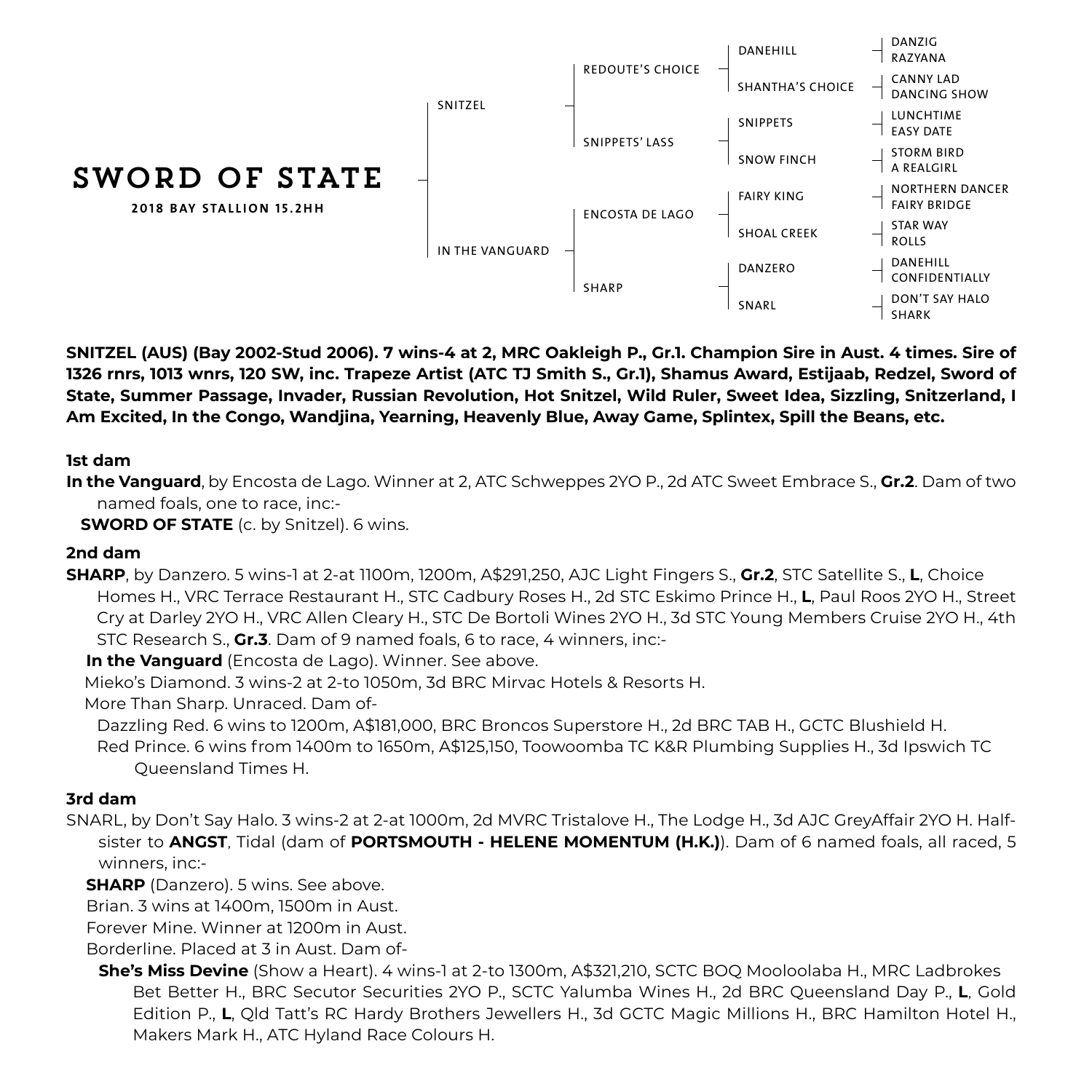# SWORD OF STATE

**2018 BAY STALLION 15.2HH**

| Sire / Dam | Grandparents | Great-grandparents | Great-great-grandparents |
|---|---|---|---|
| SNITZEL | REDOUTE'S CHOICE | DANEHILL | DANZIG |
| | | | RAZYANA |
| | | SHANTHA'S CHOICE | CANNY LAD |
| | | | DANCING SHOW |
| | SNIPPETS' LASS | SNIPPETS | LUNCHTIME |
| | | | EASY DATE |
| | | SNOW FINCH | STORM BIRD |
| | | | A REALGIRL |
| IN THE VANGUARD | ENCOSTA DE LAGO | FAIRY KING | NORTHERN DANCER |
| | | | FAIRY BRIDGE |
| | | SHOAL CREEK | STAR WAY |
| | | | ROLLS |
| | SHARP | DANZERO | DANEHILL |
| | | | CONFIDENTIALLY |
| | | SNARL | DON'T SAY HALO |
| | | | SHARK |

**SNITZEL (AUS) (Bay 2002-Stud 2006). 7 wins-4 at 2, MRC Oakleigh P., Gr.1. Champion Sire in Aust. 4 times. Sire of 1326 rnrs, 1013 wnrs, 120 SW, inc. Trapeze Artist (ATC TJ Smith S., Gr.1), Shamus Award, Estijaab, Redzel, Sword of State, Summer Passage, Invader, Russian Revolution, Hot Snitzel, Wild Ruler, Sweet Idea, Sizzling, Snitzerland, I Am Excited, In the Congo, Wandjina, Yearning, Heavenly Blue, Away Game, Splintex, Spill the Beans, etc.**

### 1st dam

**In the Vanguard**, by Encosta de Lago. Winner at 2, ATC Schweppes 2YO P., 2d ATC Sweet Embrace S., **Gr.2**. Dam of two named foals, one to race, inc:-

**SWORD OF STATE** (c. by Snitzel). 6 wins.

### 2nd dam

**SHARP**, by Danzero. 5 wins-1 at 2-at 1100m, 1200m, A$291,250, AJC Light Fingers S., **Gr.2**, STC Satellite S., **L**, Choice Homes H., VRC Terrace Restaurant H., STC Cadbury Roses H., 2d STC Eskimo Prince H., **L**, Paul Roos 2YO H., Street Cry at Darley 2YO H., VRC Allen Cleary H., STC De Bortoli Wines 2YO H., 3d STC Young Members Cruise 2YO H., 4th STC Research S., **Gr.3**. Dam of 9 named foals, 6 to race, 4 winners, inc:-

**In the Vanguard** (Encosta de Lago). Winner. See above.

Mieko's Diamond. 3 wins-2 at 2-to 1050m, 3d BRC Mirvac Hotels & Resorts H.

More Than Sharp. Unraced. Dam of-

Dazzling Red. 6 wins to 1200m, A$181,000, BRC Broncos Superstore H., 2d BRC TAB H., GCTC Blushield H.

Red Prince. 6 wins from 1400m to 1650m, A$125,150, Toowoomba TC K&R Plumbing Supplies H., 3d Ipswich TC Queensland Times H.

### 3rd dam

SNARL, by Don't Say Halo. 3 wins-2 at 2-at 1000m, 2d MVRC Tristalove H., The Lodge H., 3d AJC GreyAffair 2YO H. Half-sister to **ANGST**, Tidal (dam of **PORTSMOUTH - HELENE MOMENTUM (H.K.)**). Dam of 6 named foals, all raced, 5 winners, inc:-

**SHARP** (Danzero). 5 wins. See above.

Brian. 3 wins at 1400m, 1500m in Aust.

Forever Mine. Winner at 1200m in Aust.

Borderline. Placed at 3 in Aust. Dam of-

**She's Miss Devine** (Show a Heart). 4 wins-1 at 2-to 1300m, A$321,210, SCTC BOQ Mooloolaba H., MRC Ladbrokes Bet Better H., BRC Secutor Securities 2YO P., SCTC Yalumba Wines H., 2d BRC Queensland Day P., **L**, Gold Edition P., **L**, Qld Tatt's RC Hardy Brothers Jewellers H., 3d GCTC Magic Millions H., BRC Hamilton Hotel H., Makers Mark H., ATC Hyland Race Colours H.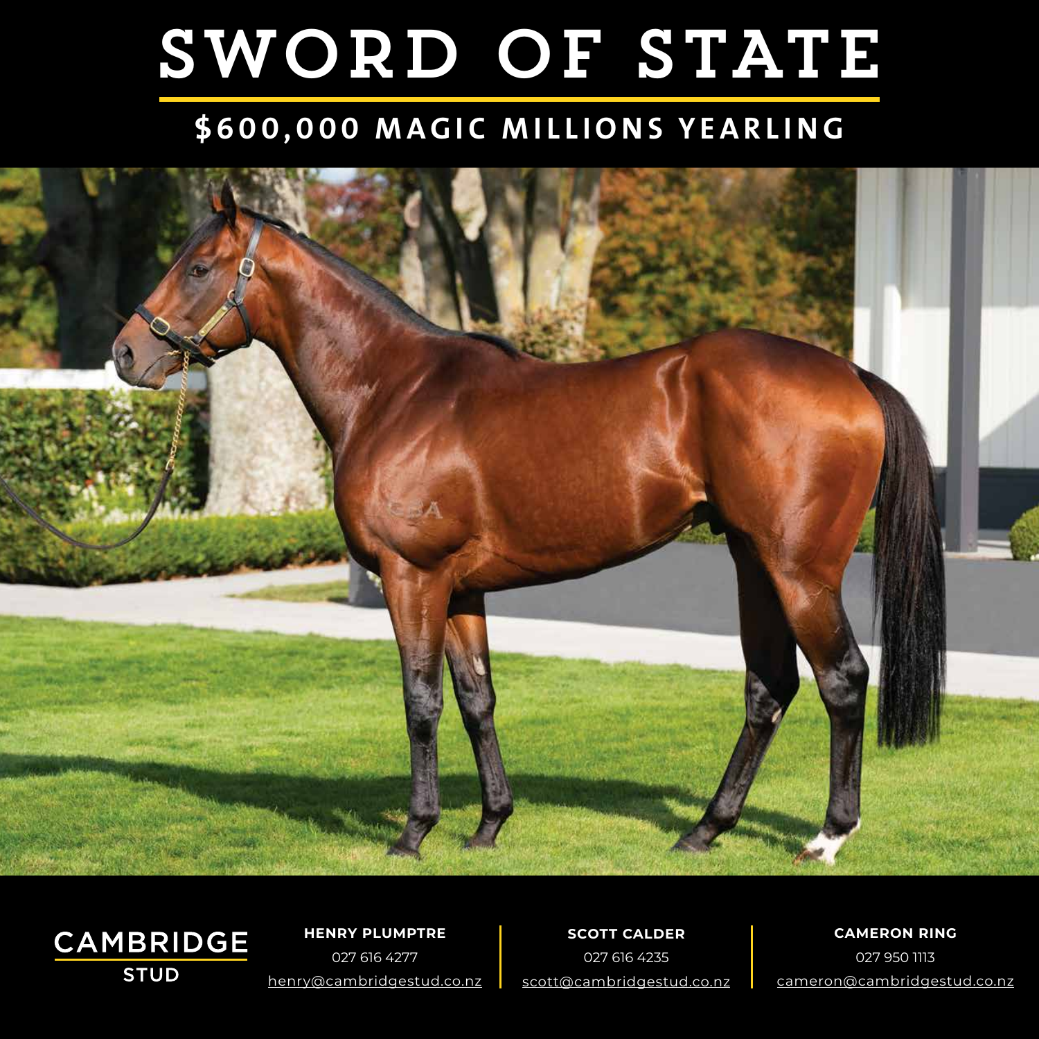# SWORD OF STATE

## $600,000 MAGIC MILLIONS YEARLING

CAMBRIDGE STUD

**HENRY PLUMPTRE**
027 616 4277
henry@cambridgestud.co.nz

**SCOTT CALDER**
027 616 4235
scott@cambridgestud.co.nz

**CAMERON RING**
027 950 1113
cameron@cambridgestud.co.nz